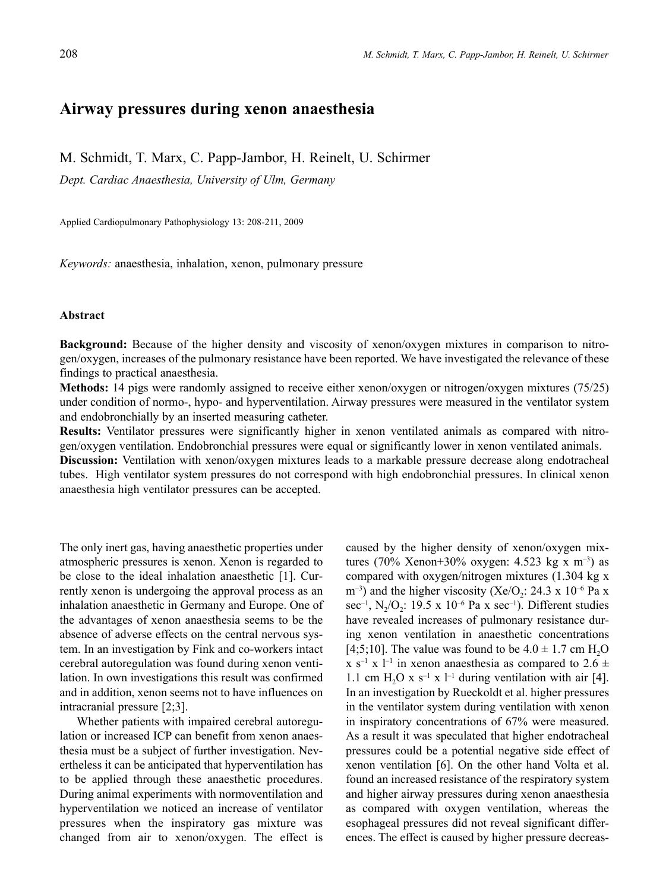# Airway pressures during xenon anaesthesia

M. Schmidt, T. Marx, C. Papp-Jambor, H. Reinelt, U. Schirmer

*Dept. Cardiac Anaesthesia, University of Ulm, Germany*

Applied Cardiopulmonary Pathophysiology 13: 208-211, 2009

*Keywords:* anaesthesia, inhalation, xenon, pulmonary pressure

### Abstract

**Background:** Because of the higher density and viscosity of xenon/oxygen mixtures in comparison to nitrogen/oxygen, increases of the pulmonary resistance have been reported. We have investigated the relevance of these findings to practical anaesthesia.

**Methods:** 14 pigs were randomly assigned to receive either xenon/oxygen or nitrogen/oxygen mixtures (75/25) under condition of normo-, hypo- and hyperventilation. Airway pressures were measured in the ventilator system and endobronchially by an inserted measuring catheter.

**Results:** Ventilator pressures were significantly higher in xenon ventilated animals as compared with nitrogen/oxygen ventilation. Endobronchial pressures were equal or significantly lower in xenon ventilated animals.

**Discussion:** Ventilation with xenon/oxygen mixtures leads to a markable pressure decrease along endotracheal tubes. High ventilator system pressures do not correspond with high endobronchial pressures. In clinical xenon anaesthesia high ventilator pressures can be accepted.

The only inert gas, having anaesthetic properties under atmospheric pressures is xenon. Xenon is regarded to be close to the ideal inhalation anaesthetic [1]. Currently xenon is undergoing the approval process as an inhalation anaesthetic in Germany and Europe. One of the advantages of xenon anaesthesia seems to be the absence of adverse effects on the central nervous system. In an investigation by Fink and co-workers intact cerebral autoregulation was found during xenon ventilation. In own investigations this result was confirmed and in addition, xenon seems not to have influences on intracranial pressure [2;3].

Whether patients with impaired cerebral autoregulation or increased ICP can benefit from xenon anaesthesia must be a subject of further investigation. Nevertheless it can be anticipated that hyperventilation has to be applied through these anaesthetic procedures. During animal experiments with normoventilation and hyperventilation we noticed an increase of ventilator pressures when the inspiratory gas mixture was changed from air to xenon/oxygen. The effect is caused by the higher density of xenon/oxygen mixtures (70% Xenon+30% oxygen: 4.523 kg x $m^{-3}$) as compared with oxygen/nitrogen mixtures (1.304 kg x $m^{-3}$) and the higher viscosity ($Xe/O_2$: 24.3 x $10^{-6}$ Pa x $sec^{-1}$, $N_2/O_2$: 19.5 x $10^{-6}$ Pa x $sec^{-1}$). Different studies have revealed increases of pulmonary resistance during xenon ventilation in anaesthetic concentrations [4;5;10]. The value was found to be 4.0 ± 1.7 cm $H_2O$ x $s^{-1}$ x $l^{-1}$ in xenon anaesthesia as compared to 2.6 ± 1.1 cm $H_2O$ x $s^{-1}$ x $l^{-1}$ during ventilation with air [4]. In an investigation by Rueckoldt et al. higher pressures in the ventilator system during ventilation with xenon in inspiratory concentrations of 67% were measured. As a result it was speculated that higher endotracheal pressures could be a potential negative side effect of xenon ventilation [6]. On the other hand Volta et al. found an increased resistance of the respiratory system and higher airway pressures during xenon anaesthesia as compared with oxygen ventilation, whereas the esophageal pressures did not reveal significant differences. The effect is caused by higher pressure decreas-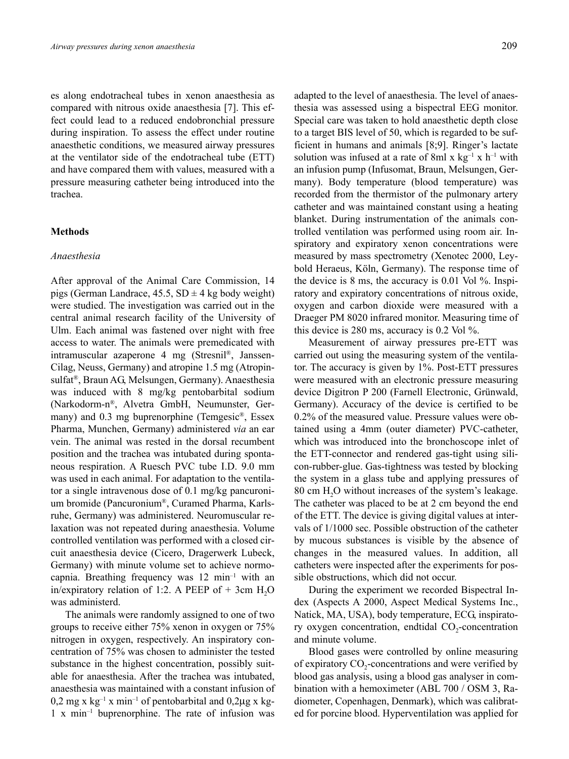es along endotracheal tubes in xenon anaesthesia as compared with nitrous oxide anaesthesia [7]. This effect could lead to a reduced endobronchial pressure during inspiration. To assess the effect under routine anaesthetic conditions, we measured airway pressures at the ventilator side of the endotracheal tube (ETT) and have compared them with values, measured with a pressure measuring catheter being introduced into the trachea.

## Methods

### *Anaesthesia*

After approval of the Animal Care Commission, 14 pigs (German Landrace, 45.5, SD ± 4 kg body weight) were studied. The investigation was carried out in the central animal research facility of the University of Ulm. Each animal was fastened over night with free access to water. The animals were premedicated with intramuscular azaperone 4 mg (Stresnil®, Janssen-Cilag, Neuss, Germany) and atropine 1.5 mg (Atropinsulfat®, Braun AG, Melsungen, Germany). Anaesthesia was induced with 8 mg/kg pentobarbital sodium (Narkodorm-n®, Alvetra GmbH, Neumunster, Germany) and 0.3 mg buprenorphine (Temgesic®, Essex Pharma, Munchen, Germany) administered *via* an ear vein. The animal was rested in the dorsal recumbent position and the trachea was intubated during spontaneous respiration. A Ruesch PVC tube I.D. 9.0 mm was used in each animal. For adaptation to the ventilator a single intravenous dose of 0.1 mg/kg pancuronium bromide (Pancuronium®, Curamed Pharma, Karlsruhe, Germany) was administered. Neuromuscular relaxation was not repeated during anaesthesia. Volume controlled ventilation was performed with a closed circuit anaesthesia device (Cicero, Dragerwerk Lubeck, Germany) with minute volume set to achieve normocapnia. Breathing frequency was 12 $min^{-1}$ with an in/expiratory relation of 1:2. A PEEP of + 3cm $H_2O$ was administerd.

The animals were randomly assigned to one of two groups to receive either 75% xenon in oxygen or 75% nitrogen in oxygen, respectively. An inspiratory concentration of 75% was chosen to administer the tested substance in the highest concentration, possibly suitable for anaesthesia. After the trachea was intubated, anaesthesia was maintained with a constant infusion of 0,2 mg x $kg^{-1}$ x $min^{-1}$ of pentobarbital and 0,2µg x kg-1 x $min^{-1}$ buprenorphine. The rate of infusion was adapted to the level of anaesthesia. The level of anaesthesia was assessed using a bispectral EEG monitor. Special care was taken to hold anaesthetic depth close to a target BIS level of 50, which is regarded to be sufficient in humans and animals [8;9]. Ringer's lactate solution was infused at a rate of 8ml x $kg^{-1}$ x $h^{-1}$ with an infusion pump (Infusomat, Braun, Melsungen, Germany). Body temperature (blood temperature) was recorded from the thermistor of the pulmonary artery catheter and was maintained constant using a heating blanket. During instrumentation of the animals controlled ventilation was performed using room air. Inspiratory and expiratory xenon concentrations were measured by mass spectrometry (Xenotec 2000, Leybold Heraeus, Köln, Germany). The response time of the device is 8 ms, the accuracy is 0.01 Vol %. Inspiratory and expiratory concentrations of nitrous oxide, oxygen and carbon dioxide were measured with a Draeger PM 8020 infrared monitor. Measuring time of this device is 280 ms, accuracy is 0.2 Vol %.

Measurement of airway pressures pre-ETT was carried out using the measuring system of the ventilator. The accuracy is given by 1%. Post-ETT pressures were measured with an electronic pressure measuring device Digitron P 200 (Farnell Electronic, Grünwald, Germany). Accuracy of the device is certified to be 0.2% of the measured value. Pressure values were obtained using a 4mm (outer diameter) PVC-catheter, which was introduced into the bronchoscope inlet of the ETT-connector and rendered gas-tight using silicon-rubber-glue. Gas-tightness was tested by blocking the system in a glass tube and applying pressures of 80 cm $H_2O$ without increases of the system's leakage. The catheter was placed to be at 2 cm beyond the end of the ETT. The device is giving digital values at intervals of 1/1000 sec. Possible obstruction of the catheter by mucous substances is visible by the absence of changes in the measured values. In addition, all catheters were inspected after the experiments for possible obstructions, which did not occur.

During the experiment we recorded Bispectral Index (Aspects A 2000, Aspect Medical Systems Inc., Natick, MA, USA), body temperature, ECG, inspiratory oxygen concentration, endtidal $CO_2$-concentration and minute volume.

Blood gases were controlled by online measuring of expiratory $CO_2$-concentrations and were verified by blood gas analysis, using a blood gas analyser in combination with a hemoximeter (ABL 700 / OSM 3, Radiometer, Copenhagen, Denmark), which was calibrated for porcine blood. Hyperventilation was applied for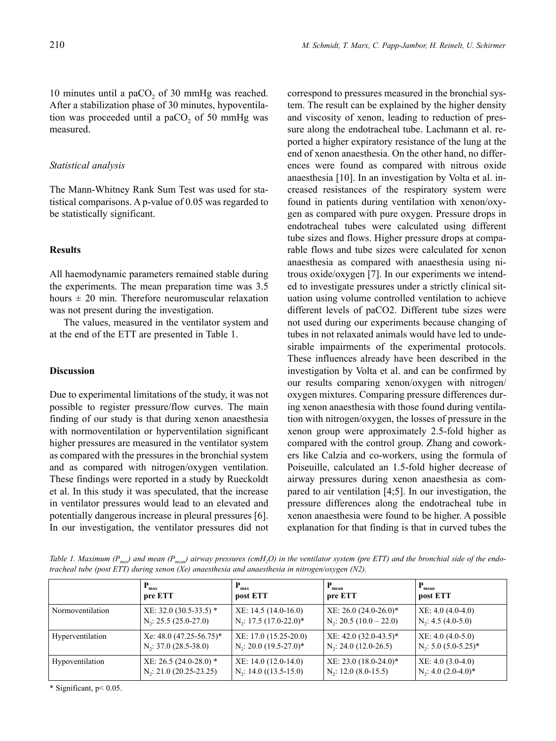10 minutes until a $paCO_2$ of 30 mmHg was reached. After a stabilization phase of 30 minutes, hypoventilation was proceeded until a $paCO_2$ of 50 mmHg was measured.

*Statistical analysis*

The Mann-Whitney Rank Sum Test was used for statistical comparisons. A p-value of 0.05 was regarded to be statistically significant.

## Results

All haemodynamic parameters remained stable during the experiments. The mean preparation time was 3.5 hours ± 20 min. Therefore neuromuscular relaxation was not present during the investigation.

The values, measured in the ventilator system and at the end of the ETT are presented in Table 1.

## Discussion

Due to experimental limitations of the study, it was not possible to register pressure/flow curves. The main finding of our study is that during xenon anaesthesia with normoventilation or hyperventilation significant higher pressures are measured in the ventilator system as compared with the pressures in the bronchial system and as compared with nitrogen/oxygen ventilation. These findings were reported in a study by Rueckoldt et al. In this study it was speculated, that the increase in ventilator pressures would lead to an elevated and potentially dangerous increase in pleural pressures [6]. In our investigation, the ventilator pressures did not correspond to pressures measured in the bronchial system. The result can be explained by the higher density and viscosity of xenon, leading to reduction of pressure along the endotracheal tube. Lachmann et al. reported a higher expiratory resistance of the lung at the end of xenon anaesthesia. On the other hand, no differences were found as compared with nitrous oxide anaesthesia [10]. In an investigation by Volta et al. increased resistances of the respiratory system were found in patients during ventilation with xenon/oxygen as compared with pure oxygen. Pressure drops in endotracheal tubes were calculated using different tube sizes and flows. Higher pressure drops at comparable flows and tube sizes were calculated for xenon anaesthesia as compared with anaesthesia using nitrous oxide/oxygen [7]. In our experiments we intended to investigate pressures under a strictly clinical situation using volume controlled ventilation to achieve different levels of paCO2. Different tube sizes were not used during our experiments because changing of tubes in not relaxated animals would have led to undesirable impairments of the experimental protocols. These influences already have been described in the investigation by Volta et al. and can be confirmed by our results comparing xenon/oxygen with nitrogen/oxygen mixtures. Comparing pressure differences during xenon anaesthesia with those found during ventilation with nitrogen/oxygen, the losses of pressure in the xenon group were approximately 2.5-fold higher as compared with the control group. Zhang and coworkers like Calzia and co-workers, using the formula of Poiseuille, calculated an 1.5-fold higher decrease of airway pressures during xenon anaesthesia as compared to air ventilation [4;5]. In our investigation, the pressure differences along the endotracheal tube in xenon anaesthesia were found to be higher. A possible explanation for that finding is that in curved tubes the

*Table 1. Maximum ($P_{max}$) and mean ($P_{mean}$) airway pressures ($cmH_2O$) in the ventilator system (pre ETT) and the bronchial side of the endotracheal tube (post ETT) during xenon (Xe) anaesthesia and anaesthesia in nitrogen/oxygen (N2).*

| | $P_{max}$ pre ETT | $P_{max}$ post ETT | $P_{mean}$ pre ETT | $P_{mean}$ post ETT |
|---|---|---|---|---|
| Normoventilation | XE: 32.0 (30.5-33.5) * <br> $N_2$: 25.5 (25.0-27.0) | XE: 14.5 (14.0-16.0) <br> $N_2$: 17.5 (17.0-22.0)* | XE: 26.0 (24.0-26.0)* <br> $N_2$: 20.5 (10.0 – 22.0) | XE: 4.0 (4.0-4.0) <br> $N_2$: 4.5 (4.0-5.0) |
| Hyperventilation | Xe: 48.0 (47.25-56.75)* <br> $N_2$: 37.0 (28.5-38.0) | XE: 17.0 (15.25-20.0) <br> $N_2$: 20.0 (19.5-27.0)* | XE: 42.0 (32.0-43.5)* <br> $N_2$: 24.0 (12.0-26.5) | XE: 4.0 (4.0-5.0) <br> $N_2$: 5.0 (5.0-5.25)* |
| Hypoventilation | XE: 26.5 (24.0-28.0) * <br> $N_2$: 21.0 (20.25-23.25) | XE: 14.0 (12.0-14.0) <br> $N_2$: 14.0 ((13.5-15.0) | XE: 23.0 (18.0-24.0)* <br> $N_2$: 12.0 (8.0-15.5) | XE: 4.0 (3.0-4.0) <br> $N_2$: 4.0 (2.0-4.0)* |

\* Significant, $p< 0.05$.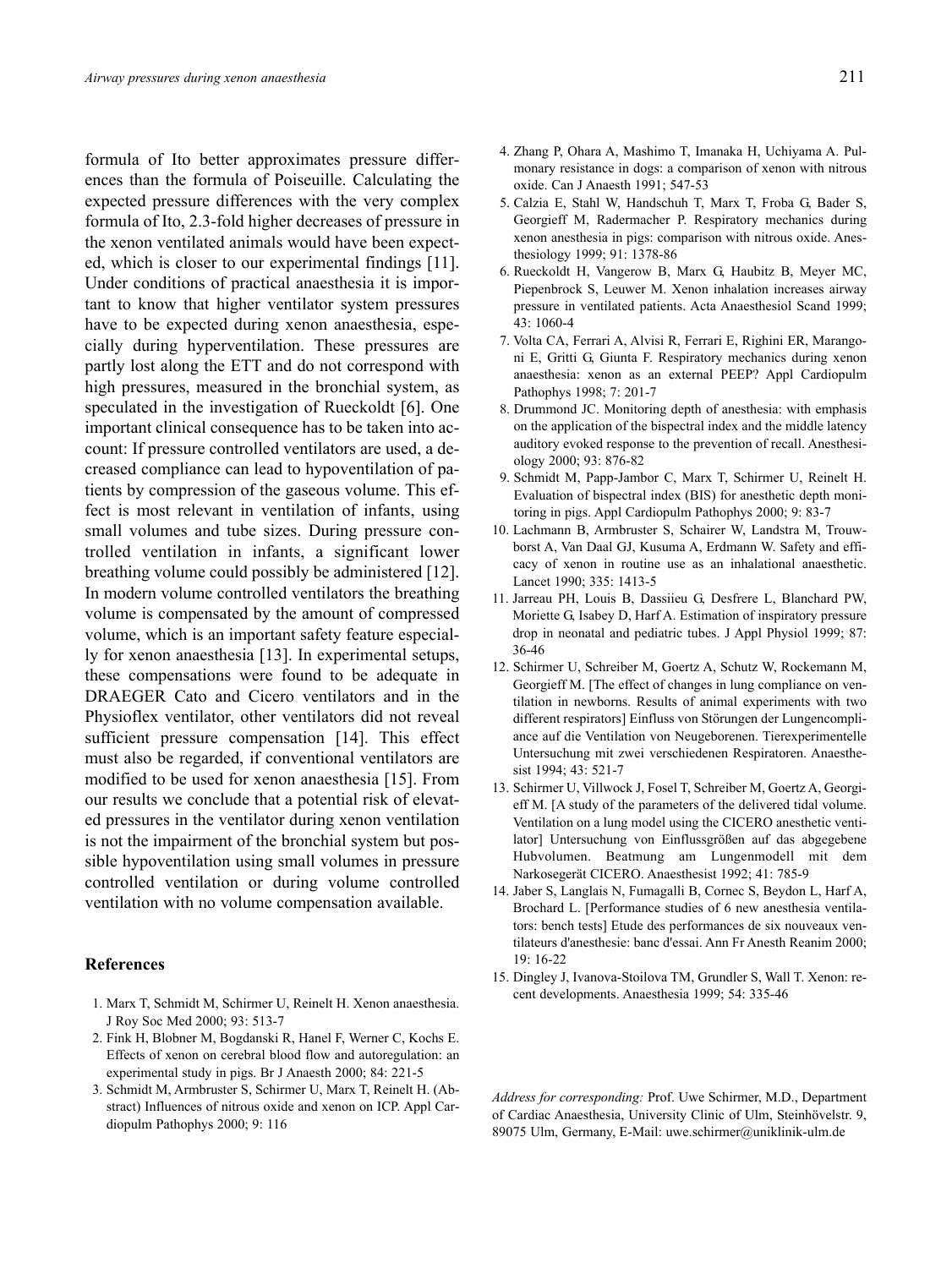formula of Ito better approximates pressure differences than the formula of Poiseuille. Calculating the expected pressure differences with the very complex formula of Ito, 2.3-fold higher decreases of pressure in the xenon ventilated animals would have been expected, which is closer to our experimental findings [11]. Under conditions of practical anaesthesia it is important to know that higher ventilator system pressures have to be expected during xenon anaesthesia, especially during hyperventilation. These pressures are partly lost along the ETT and do not correspond with high pressures, measured in the bronchial system, as speculated in the investigation of Rueckoldt [6]. One important clinical consequence has to be taken into account: If pressure controlled ventilators are used, a decreased compliance can lead to hypoventilation of patients by compression of the gaseous volume. This effect is most relevant in ventilation of infants, using small volumes and tube sizes. During pressure controlled ventilation in infants, a significant lower breathing volume could possibly be administered [12]. In modern volume controlled ventilators the breathing volume is compensated by the amount of compressed volume, which is an important safety feature especially for xenon anaesthesia [13]. In experimental setups, these compensations were found to be adequate in DRAEGER Cato and Cicero ventilators and in the Physioflex ventilator, other ventilators did not reveal sufficient pressure compensation [14]. This effect must also be regarded, if conventional ventilators are modified to be used for xenon anaesthesia [15]. From our results we conclude that a potential risk of elevated pressures in the ventilator during xenon ventilation is not the impairment of the bronchial system but possible hypoventilation using small volumes in pressure controlled ventilation or during volume controlled ventilation with no volume compensation available.

## References

1. Marx T, Schmidt M, Schirmer U, Reinelt H. Xenon anaesthesia. J Roy Soc Med 2000; 93: 513-7
2. Fink H, Blobner M, Bogdanski R, Hanel F, Werner C, Kochs E. Effects of xenon on cerebral blood flow and autoregulation: an experimental study in pigs. Br J Anaesth 2000; 84: 221-5
3. Schmidt M, Armbruster S, Schirmer U, Marx T, Reinelt H. (Abstract) Influences of nitrous oxide and xenon on ICP. Appl Cardiopulm Pathophys 2000; 9: 116
4. Zhang P, Ohara A, Mashimo T, Imanaka H, Uchiyama A. Pulmonary resistance in dogs: a comparison of xenon with nitrous oxide. Can J Anaesth 1991; 547-53
5. Calzia E, Stahl W, Handschuh T, Marx T, Froba G, Bader S, Georgieff M, Radermacher P. Respiratory mechanics during xenon anesthesia in pigs: comparison with nitrous oxide. Anesthesiology 1999; 91: 1378-86
6. Rueckoldt H, Vangerow B, Marx G, Haubitz B, Meyer MC, Piepenbrock S, Leuwer M. Xenon inhalation increases airway pressure in ventilated patients. Acta Anaesthesiol Scand 1999; 43: 1060-4
7. Volta CA, Ferrari A, Alvisi R, Ferrari E, Righini ER, Marangoni E, Gritti G, Giunta F. Respiratory mechanics during xenon anaesthesia: xenon as an external PEEP? Appl Cardiopulm Pathophys 1998; 7: 201-7
8. Drummond JC. Monitoring depth of anesthesia: with emphasis on the application of the bispectral index and the middle latency auditory evoked response to the prevention of recall. Anesthesiology 2000; 93: 876-82
9. Schmidt M, Papp-Jambor C, Marx T, Schirmer U, Reinelt H. Evaluation of bispectral index (BIS) for anesthetic depth monitoring in pigs. Appl Cardiopulm Pathophys 2000; 9: 83-7
10. Lachmann B, Armbruster S, Schairer W, Landstra M, Trouwborst A, Van Daal GJ, Kusuma A, Erdmann W. Safety and efficacy of xenon in routine use as an inhalational anaesthetic. Lancet 1990; 335: 1413-5
11. Jarreau PH, Louis B, Dassiieu G, Desfrere L, Blanchard PW, Moriette G, Isabey D, Harf A. Estimation of inspiratory pressure drop in neonatal and pediatric tubes. J Appl Physiol 1999; 87: 36-46
12. Schirmer U, Schreiber M, Goertz A, Schutz W, Rockemann M, Georgieff M. [The effect of changes in lung compliance on ventilation in newborns. Results of animal experiments with two different respirators] Einfluss von Störungen der Lungencompliance auf die Ventilation von Neugeborenen. Tierexperimentelle Untersuchung mit zwei verschiedenen Respiratoren. Anaesthesist 1994; 43: 521-7
13. Schirmer U, Villwock J, Fosel T, Schreiber M, Goertz A, Georgieff M. [A study of the parameters of the delivered tidal volume. Ventilation on a lung model using the CICERO anesthetic ventilator] Untersuchung von Einflussgrößen auf das abgegebene Hubvolumen. Beatmung am Lungenmodell mit dem Narkosegerät CICERO. Anaesthesist 1992; 41: 785-9
14. Jaber S, Langlais N, Fumagalli B, Cornec S, Beydon L, Harf A, Brochard L. [Performance studies of 6 new anesthesia ventilators: bench tests] Etude des performances de six nouveaux ventilateurs d'anesthésie: banc d'essai. Ann Fr Anesth Reanim 2000; 19: 16-22
15. Dingley J, Ivanova-Stoilova TM, Grundler S, Wall T. Xenon: recent developments. Anaesthesia 1999; 54: 335-46

*Address for corresponding:* Prof. Uwe Schirmer, M.D., Department of Cardiac Anaesthesia, University Clinic of Ulm, Steinhövelstr. 9, 89075 Ulm, Germany, E-Mail: uwe.schirmer@uniklinik-ulm.de